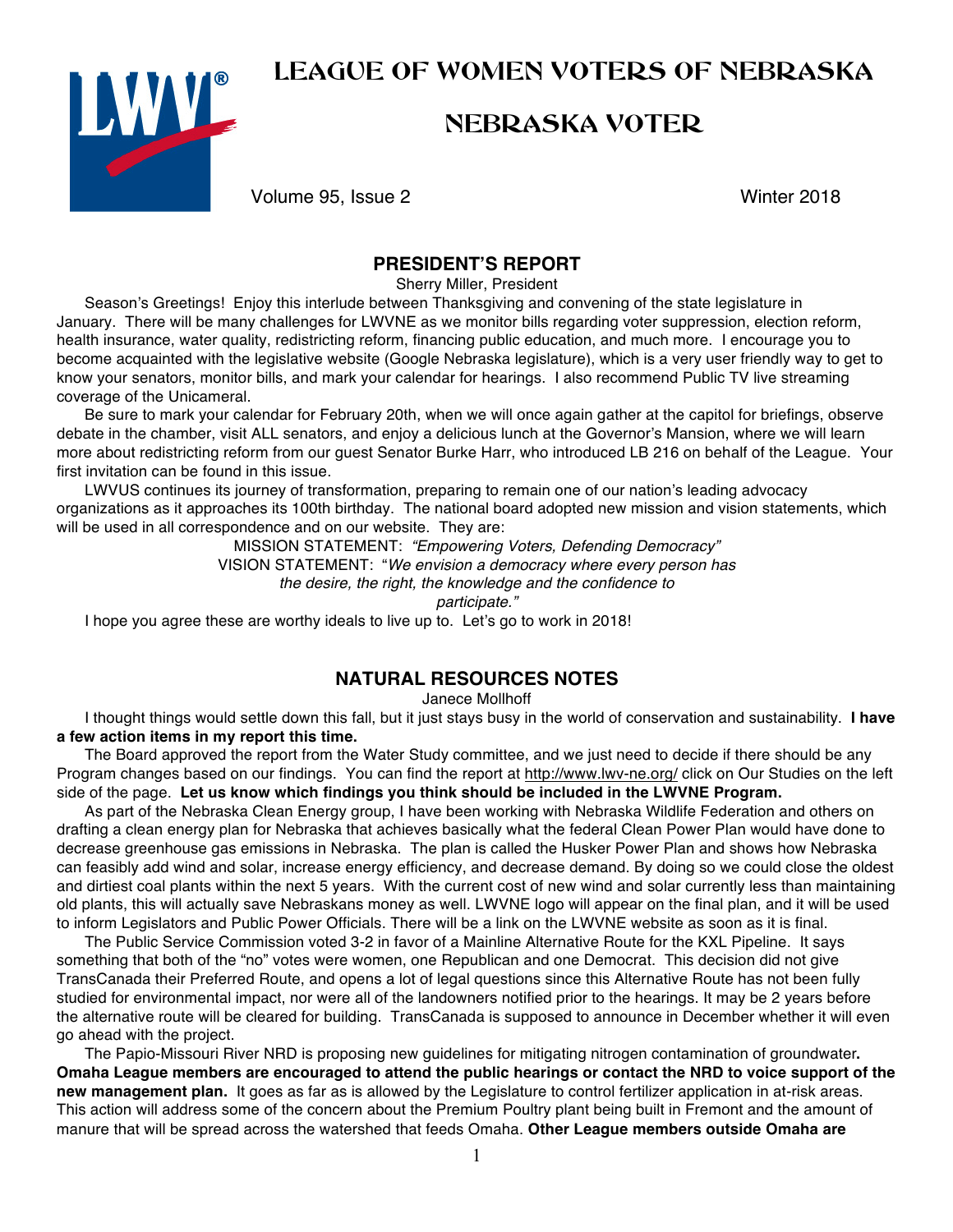# LEAGUE OF WOMEN VOTERS OF NEBRASKA

# NEBRASKA VOTER

Volume 95, Issue 2 Winter 2018

## PRESIDENT'S REPORT

Sherry Miller, President

Season's Greetings! Enjoy this interlude between Thanksgiving and convening of the state legislature in January. There will be many challenges for LWVNE as we monitor bills regarding voter suppression, election reform, health insurance, water quality, redistricting reform, financing public education, and much more. I encourage you to become acquainted with the legislative website (Google Nebraska legislature), which is a very user friendly way to get to know your senators, monitor bills, and mark your calendar for hearings. I also recommend Public TV live streaming coverage of the Unicameral.

Be sure to mark your calendar for February 20th, when we will once again gather at the capitol for briefings, observe debate in the chamber, visit ALL senators, and enjoy a delicious lunch at the Governor's Mansion, where we will learn more about redistricting reform from our guest Senator Burke Harr, who introduced LB 216 on behalf of the League. Your first invitation can be found in this issue.

LWVUS continues its journey of transformation, preparing to remain one of our nation's leading advocacy organizations as it approaches its 100th birthday. The national board adopted new mission and vision statements, which will be used in all correspondence and on our website. They are:

MISSION STATEMENT: *"Empowering Voters, Defending Democracy"*

VISION STATEMENT: "*We envision a democracy where every person has the desire, the right, the knowledge and the confidence to participate."*

I hope you agree these are worthy ideals to live up to. Let's go to work in 2018!

## NATURAL RESOURCES NOTES

Janece Mollhoff

I thought things would settle down this fall, but it just stays busy in the world of conservation and sustainability. **I have a few action items in my report this time.**

The Board approved the report from the Water Study committee, and we just need to decide if there should be any Program changes based on our findings. You can find the report at http://www.lwv-ne.org/ click on Our Studies on the left side of the page. **Let us know which findings you think should be included in the LWVNE Program.**

As part of the Nebraska Clean Energy group, I have been working with Nebraska Wildlife Federation and others on drafting a clean energy plan for Nebraska that achieves basically what the federal Clean Power Plan would have done to decrease greenhouse gas emissions in Nebraska. The plan is called the Husker Power Plan and shows how Nebraska can feasibly add wind and solar, increase energy efficiency, and decrease demand. By doing so we could close the oldest and dirtiest coal plants within the next 5 years. With the current cost of new wind and solar currently less than maintaining old plants, this will actually save Nebraskans money as well. LWVNE logo will appear on the final plan, and it will be used to inform Legislators and Public Power Officials. There will be a link on the LWVNE website as soon as it is final.

The Public Service Commission voted 3-2 in favor of a Mainline Alternative Route for the KXL Pipeline. It says something that both of the "no" votes were women, one Republican and one Democrat. This decision did not give TransCanada their Preferred Route, and opens a lot of legal questions since this Alternative Route has not been fully studied for environmental impact, nor were all of the landowners notified prior to the hearings. It may be 2 years before the alternative route will be cleared for building. TransCanada is supposed to announce in December whether it will even go ahead with the project.

The Papio-Missouri River NRD is proposing new guidelines for mitigating nitrogen contamination of groundwater**. Omaha League members are encouraged to attend the public hearings or contact the NRD to voice support of the new management plan.** It goes as far as is allowed by the Legislature to control fertilizer application in at-risk areas. This action will address some of the concern about the Premium Poultry plant being built in Fremont and the amount of manure that will be spread across the watershed that feeds Omaha. **Other League members outside Omaha are**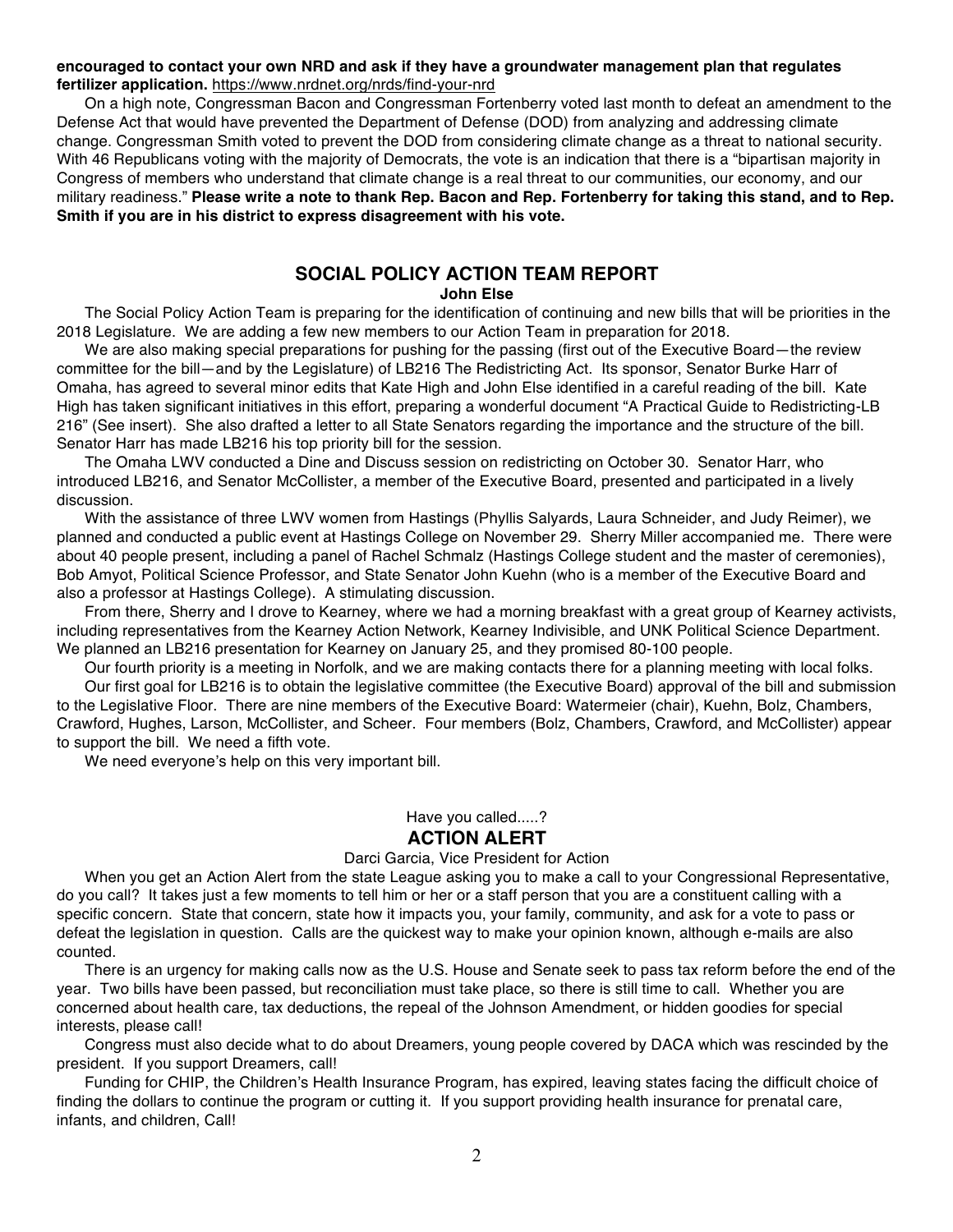**encouraged to contact your own NRD and ask if they have a groundwater management plan that regulates fertilizer application.** https://www.nrdnet.org/nrds/find-your-nrd

On a high note, Congressman Bacon and Congressman Fortenberry voted last month to defeat an amendment to the Defense Act that would have prevented the Department of Defense (DOD) from analyzing and addressing climate change. Congressman Smith voted to prevent the DOD from considering climate change as a threat to national security. With 46 Republicans voting with the majority of Democrats, the vote is an indication that there is a "bipartisan majority in Congress of members who understand that climate change is a real threat to our communities, our economy, and our military readiness." **Please write a note to thank Rep. Bacon and Rep. Fortenberry for taking this stand, and to Rep. Smith if you are in his district to express disagreement with his vote.**

## SOCIAL POLICY ACTION TEAM REPORT

**John Else**

The Social Policy Action Team is preparing for the identification of continuing and new bills that will be priorities in the 2018 Legislature. We are adding a few new members to our Action Team in preparation for 2018.

We are also making special preparations for pushing for the passing (first out of the Executive Board—the review committee for the bill—and by the Legislature) of LB216 The Redistricting Act. Its sponsor, Senator Burke Harr of Omaha, has agreed to several minor edits that Kate High and John Else identified in a careful reading of the bill. Kate High has taken significant initiatives in this effort, preparing a wonderful document "A Practical Guide to Redistricting-LB 216" (See insert). She also drafted a letter to all State Senators regarding the importance and the structure of the bill. Senator Harr has made LB216 his top priority bill for the session.

The Omaha LWV conducted a Dine and Discuss session on redistricting on October 30. Senator Harr, who introduced LB216, and Senator McCollister, a member of the Executive Board, presented and participated in a lively discussion.

With the assistance of three LWV women from Hastings (Phyllis Salyards, Laura Schneider, and Judy Reimer), we planned and conducted a public event at Hastings College on November 29. Sherry Miller accompanied me. There were about 40 people present, including a panel of Rachel Schmalz (Hastings College student and the master of ceremonies), Bob Amyot, Political Science Professor, and State Senator John Kuehn (who is a member of the Executive Board and also a professor at Hastings College). A stimulating discussion.

From there, Sherry and I drove to Kearney, where we had a morning breakfast with a great group of Kearney activists, including representatives from the Kearney Action Network, Kearney Indivisible, and UNK Political Science Department. We planned an LB216 presentation for Kearney on January 25, and they promised 80-100 people.

Our fourth priority is a meeting in Norfolk, and we are making contacts there for a planning meeting with local folks.

Our first goal for LB216 is to obtain the legislative committee (the Executive Board) approval of the bill and submission to the Legislative Floor. There are nine members of the Executive Board: Watermeier (chair), Kuehn, Bolz, Chambers, Crawford, Hughes, Larson, McCollister, and Scheer. Four members (Bolz, Chambers, Crawford, and McCollister) appear to support the bill. We need a fifth vote.

We need everyone's help on this very important bill.

Have you called.....?

## ACTION ALERT

Darci Garcia, Vice President for Action

When you get an Action Alert from the state League asking you to make a call to your Congressional Representative, do you call? It takes just a few moments to tell him or her or a staff person that you are a constituent calling with a specific concern. State that concern, state how it impacts you, your family, community, and ask for a vote to pass or defeat the legislation in question. Calls are the quickest way to make your opinion known, although e-mails are also counted.

There is an urgency for making calls now as the U.S. House and Senate seek to pass tax reform before the end of the year. Two bills have been passed, but reconciliation must take place, so there is still time to call. Whether you are concerned about health care, tax deductions, the repeal of the Johnson Amendment, or hidden goodies for special interests, please call!

Congress must also decide what to do about Dreamers, young people covered by DACA which was rescinded by the president. If you support Dreamers, call!

Funding for CHIP, the Children's Health Insurance Program, has expired, leaving states facing the difficult choice of finding the dollars to continue the program or cutting it. If you support providing health insurance for prenatal care, infants, and children, Call!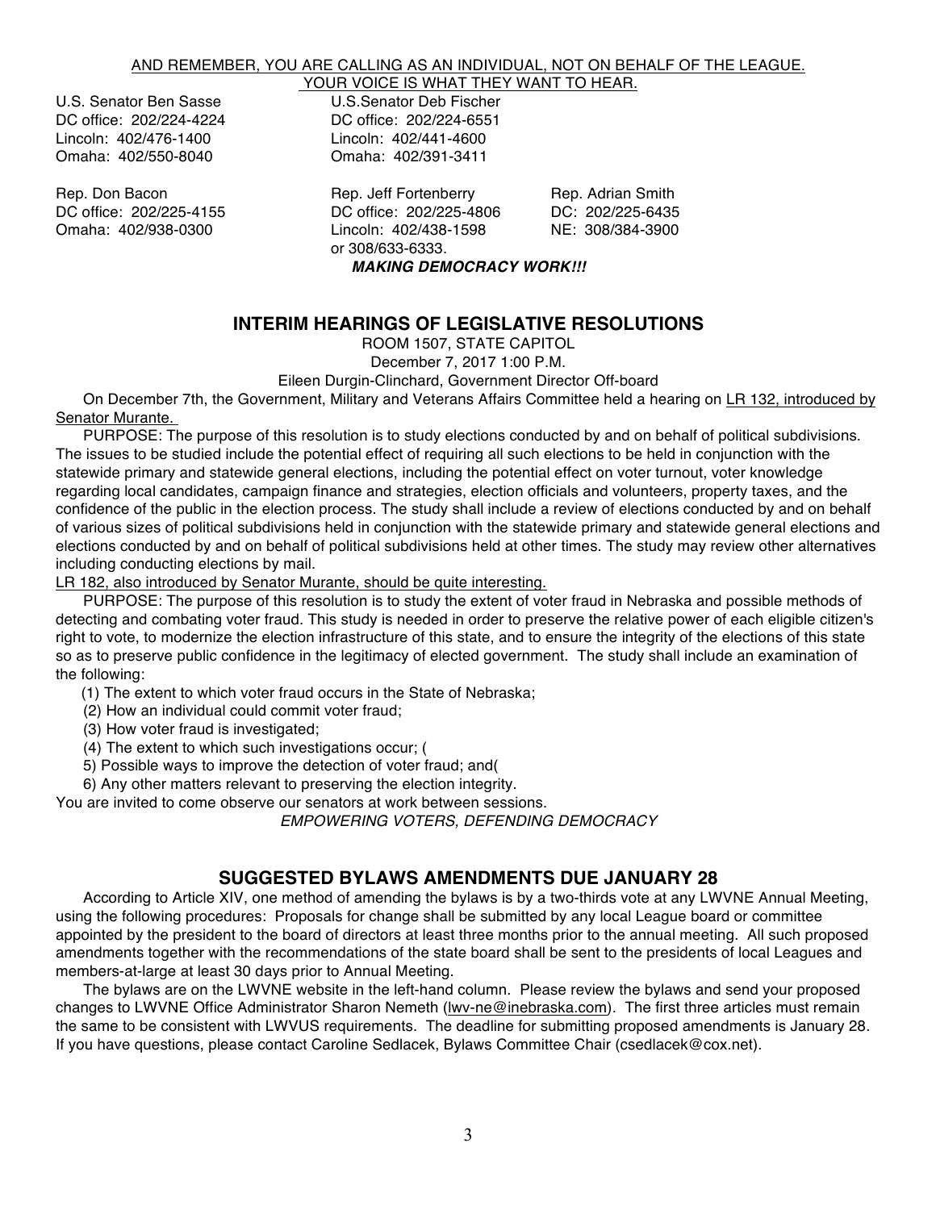AND REMEMBER, YOU ARE CALLING AS AN INDIVIDUAL, NOT ON BEHALF OF THE LEAGUE.
YOUR VOICE IS WHAT THEY WANT TO HEAR.

U.S. Senator Ben Sasse
DC office: 202/224-4224
Lincoln: 402/476-1400
Omaha: 402/550-8040

U.S.Senator Deb Fischer
DC office: 202/224-6551
Lincoln: 402/441-4600
Omaha: 402/391-3411

Rep. Don Bacon
DC office: 202/225-4155
Omaha: 402/938-0300

Rep. Jeff Fortenberry
DC office: 202/225-4806
Lincoln: 402/438-1598
or 308/633-6333.

Rep. Adrian Smith
DC: 202/225-6435
NE: 308/384-3900

***MAKING DEMOCRACY WORK!!!***

## INTERIM HEARINGS OF LEGISLATIVE RESOLUTIONS

ROOM 1507, STATE CAPITOL
December 7, 2017 1:00 P.M.
Eileen Durgin-Clinchard, Government Director Off-board

On December 7th, the Government, Military and Veterans Affairs Committee held a hearing on LR 132, introduced by Senator Murante.

PURPOSE: The purpose of this resolution is to study elections conducted by and on behalf of political subdivisions. The issues to be studied include the potential effect of requiring all such elections to be held in conjunction with the statewide primary and statewide general elections, including the potential effect on voter turnout, voter knowledge regarding local candidates, campaign finance and strategies, election officials and volunteers, property taxes, and the confidence of the public in the election process. The study shall include a review of elections conducted by and on behalf of various sizes of political subdivisions held in conjunction with the statewide primary and statewide general elections and elections conducted by and on behalf of political subdivisions held at other times. The study may review other alternatives including conducting elections by mail.

LR 182, also introduced by Senator Murante, should be quite interesting.

PURPOSE: The purpose of this resolution is to study the extent of voter fraud in Nebraska and possible methods of detecting and combating voter fraud. This study is needed in order to preserve the relative power of each eligible citizen's right to vote, to modernize the election infrastructure of this state, and to ensure the integrity of the elections of this state so as to preserve public confidence in the legitimacy of elected government. The study shall include an examination of the following:

(1) The extent to which voter fraud occurs in the State of Nebraska;
(2) How an individual could commit voter fraud;
(3) How voter fraud is investigated;
(4) The extent to which such investigations occur; (
5) Possible ways to improve the detection of voter fraud; and(
6) Any other matters relevant to preserving the election integrity.

You are invited to come observe our senators at work between sessions.

*EMPOWERING VOTERS, DEFENDING DEMOCRACY*

## SUGGESTED BYLAWS AMENDMENTS DUE JANUARY 28

According to Article XIV, one method of amending the bylaws is by a two-thirds vote at any LWVNE Annual Meeting, using the following procedures: Proposals for change shall be submitted by any local League board or committee appointed by the president to the board of directors at least three months prior to the annual meeting. All such proposed amendments together with the recommendations of the state board shall be sent to the presidents of local Leagues and members-at-large at least 30 days prior to Annual Meeting.

The bylaws are on the LWVNE website in the left-hand column. Please review the bylaws and send your proposed changes to LWVNE Office Administrator Sharon Nemeth (lwv-ne@inebraska.com). The first three articles must remain the same to be consistent with LWVUS requirements. The deadline for submitting proposed amendments is January 28. If you have questions, please contact Caroline Sedlacek, Bylaws Committee Chair (csedlacek@cox.net).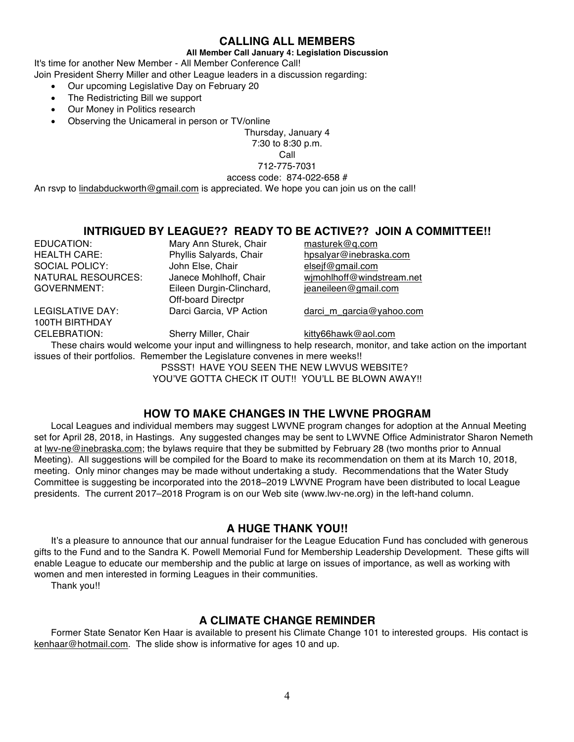## CALLING ALL MEMBERS

**All Member Call January 4: Legislation Discussion**

It's time for another New Member - All Member Conference Call!
Join President Sherry Miller and other League leaders in a discussion regarding:

- Our upcoming Legislative Day on February 20
- The Redistricting Bill we support
- Our Money in Politics research
- Observing the Unicameral in person or TV/online

Thursday, January 4
7:30 to 8:30 p.m.
Call
712-775-7031
access code: 874-022-658 #

An rsvp to lindabduckworth@gmail.com is appreciated. We hope you can join us on the call!

## INTRIGUED BY LEAGUE?? READY TO BE ACTIVE?? JOIN A COMMITTEE!!

| | | |
|---|---|---|
| EDUCATION: | Mary Ann Sturek, Chair | masturek@q.com |
| HEALTH CARE: | Phyllis Salyards, Chair | hpsalyar@inebraska.com |
| SOCIAL POLICY: | John Else, Chair | elsejf@gmail.com |
| NATURAL RESOURCES: | Janece Mohlhoff, Chair | wjmohlhoff@windstream.net |
| GOVERNMENT: | Eileen Durgin-Clinchard, Off-board Directpr | jeaneileen@gmail.com |
| LEGISLATIVE DAY: | Darci Garcia, VP Action | darci_m_garcia@yahoo.com |
| 100TH BIRTHDAY CELEBRATION: | Sherry Miller, Chair | kitty66hawk@aol.com |

These chairs would welcome your input and willingness to help research, monitor, and take action on the important issues of their portfolios. Remember the Legislature convenes in mere weeks!!

PSSST! HAVE YOU SEEN THE NEW LWVUS WEBSITE?
YOU'VE GOTTA CHECK IT OUT!! YOU'LL BE BLOWN AWAY!!

## HOW TO MAKE CHANGES IN THE LWVNE PROGRAM

Local Leagues and individual members may suggest LWVNE program changes for adoption at the Annual Meeting set for April 28, 2018, in Hastings. Any suggested changes may be sent to LWVNE Office Administrator Sharon Nemeth at lwv-ne@inebraska.com; the bylaws require that they be submitted by February 28 (two months prior to Annual Meeting). All suggestions will be compiled for the Board to make its recommendation on them at its March 10, 2018, meeting. Only minor changes may be made without undertaking a study. Recommendations that the Water Study Committee is suggesting be incorporated into the 2018–2019 LWVNE Program have been distributed to local League presidents. The current 2017–2018 Program is on our Web site (www.lwv-ne.org) in the left-hand column.

## A HUGE THANK YOU!!

It's a pleasure to announce that our annual fundraiser for the League Education Fund has concluded with generous gifts to the Fund and to the Sandra K. Powell Memorial Fund for Membership Leadership Development. These gifts will enable League to educate our membership and the public at large on issues of importance, as well as working with women and men interested in forming Leagues in their communities.

Thank you!!

## A CLIMATE CHANGE REMINDER

Former State Senator Ken Haar is available to present his Climate Change 101 to interested groups. His contact is kenhaar@hotmail.com. The slide show is informative for ages 10 and up.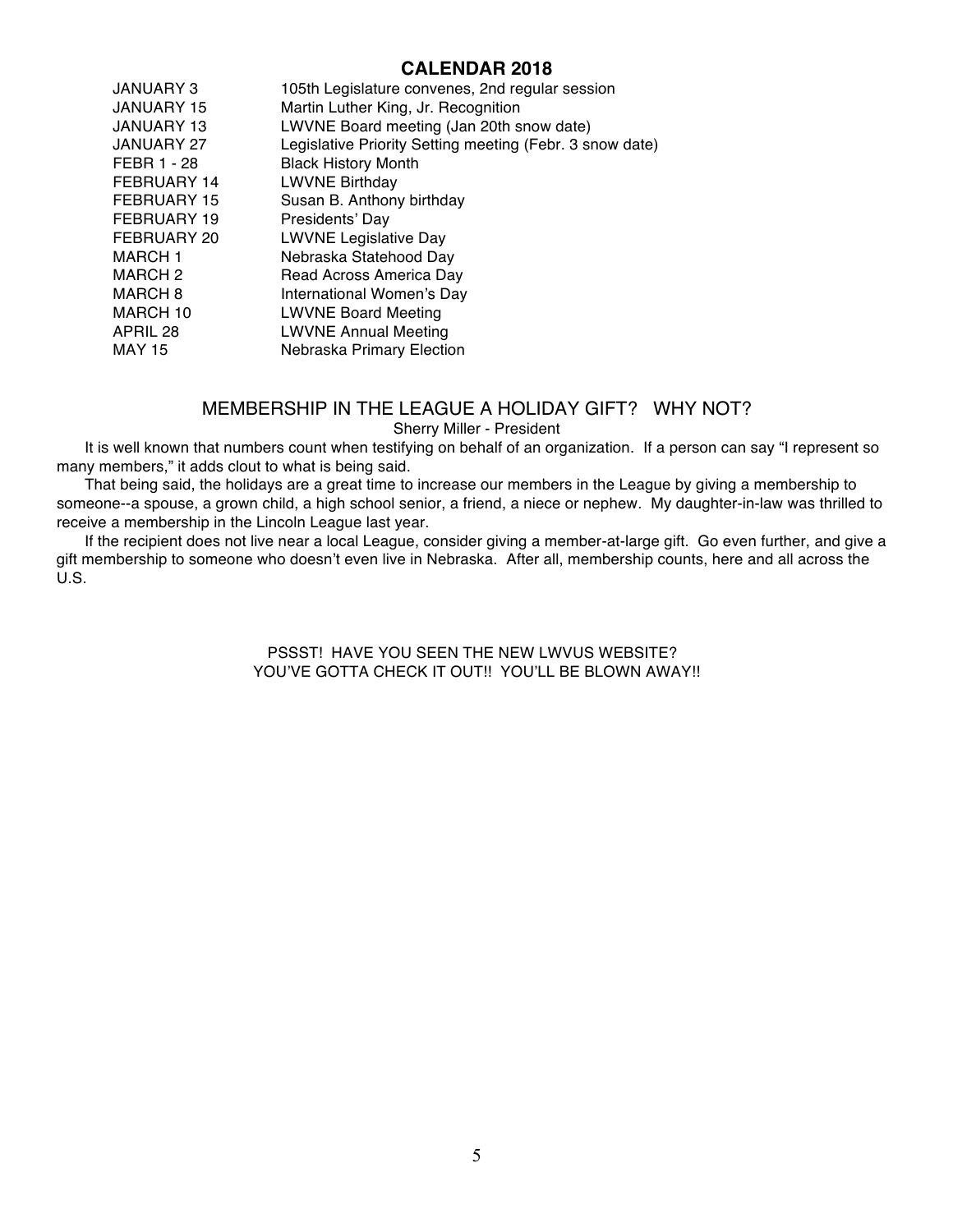## CALENDAR 2018

| | |
|---|---|
| JANUARY 3 | 105th Legislature convenes, 2nd regular session |
| JANUARY 15 | Martin Luther King, Jr. Recognition |
| JANUARY 13 | LWVNE Board meeting (Jan 20th snow date) |
| JANUARY 27 | Legislative Priority Setting meeting (Febr. 3 snow date) |
| FEBR 1 - 28 | Black History Month |
| FEBRUARY 14 | LWVNE Birthday |
| FEBRUARY 15 | Susan B. Anthony birthday |
| FEBRUARY 19 | Presidents' Day |
| FEBRUARY 20 | LWVNE Legislative Day |
| MARCH 1 | Nebraska Statehood Day |
| MARCH 2 | Read Across America Day |
| MARCH 8 | International Women's Day |
| MARCH 10 | LWVNE Board Meeting |
| APRIL 28 | LWVNE Annual Meeting |
| MAY 15 | Nebraska Primary Election |

## MEMBERSHIP IN THE LEAGUE A HOLIDAY GIFT? WHY NOT?

Sherry Miller - President

It is well known that numbers count when testifying on behalf of an organization. If a person can say "I represent so many members," it adds clout to what is being said.

That being said, the holidays are a great time to increase our members in the League by giving a membership to someone--a spouse, a grown child, a high school senior, a friend, a niece or nephew. My daughter-in-law was thrilled to receive a membership in the Lincoln League last year.

If the recipient does not live near a local League, consider giving a member-at-large gift. Go even further, and give a gift membership to someone who doesn't even live in Nebraska. After all, membership counts, here and all across the U.S.

PSSST! HAVE YOU SEEN THE NEW LWVUS WEBSITE?
YOU'VE GOTTA CHECK IT OUT!! YOU'LL BE BLOWN AWAY!!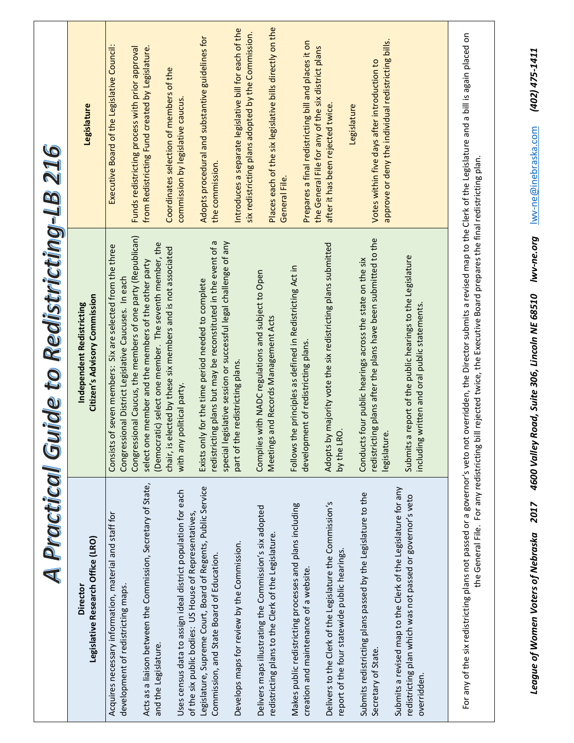# A Practical Guide to Redistricting-LB 216

| Director<br>Legislative Research Office (LRO) | Independent Redistricting<br>Citizen's Advisory Commission | Legislature |
|---|---|---|
| Acquires necessary information, material and staff for development of redistricting maps.<br><br>Acts as a liaison between the Commission, Secretary of State, and the Legislature.<br><br>Uses census data to assign ideal district population for each of the six public bodies: US House of Representatives, Legislature, Supreme Court, Board of Regents, Public Service Commission, and State Board of Education.<br><br>Develops maps for review by the Commission.<br><br>Delivers maps illustrating the Commission's six adopted redistricting plans to the Clerk of the Legislature.<br><br>Makes public redistricting processes and plans including creation and maintenance of a website.<br><br>Delivers to the Clerk of the Legislature the Commission's report of the four statewide public hearings.<br><br>Submits redistricting plans passed by the Legislature to the Secretary of State.<br><br>Submits a revised map to the Clerk of the Legislature for any redistricting plan which was not passed or governor's veto overridden. | Consists of seven members: Six are selected from the three Congressional District Legislative Caucuses. In each Congressional Caucus, the members of one party (Republican) select one member and the members of the other party (Democratic) select one member. The seventh member, the chair, is elected by these six members and is not associated with any political party.<br><br>Exists only for the time period needed to complete redistricting plans but may be reconstituted in the event of a special legislative session or successful legal challenge of any part of the redistricting plans.<br><br>Complies with NADC regulations and subject to Open Meetings and Records Management Acts<br><br>Follows the principles as defined in Redistricting Act in development of redistricting plans.<br><br>Adopts by majority vote the six redistricting plans submitted by the LRO.<br><br>Conducts four public hearings across the state on the six redistricting plans after the plans have been submitted to the legislature.<br><br>Submits a report of the public hearings to the Legislature including written and oral public statements. | Executive Board of the Legislative Council:<br><br>Funds redistricting process with prior approval from Redistricting Fund created by Legislature.<br><br>Coordinates selection of members of the commission by legislative caucus.<br><br>Adopts procedural and substantive guidelines for the commission.<br><br>Introduces a separate legislative bill for each of the six redistricting plans adopted by the Commission.<br><br>Places each of the six legislative bills directly on the General File.<br><br>Prepares a final redistricting bill and places it on the General File for any of the six district plans after it has been rejected twice.<br><br>Legislature<br><br>Votes within five days after introduction to approve or deny the individual redistricting bills. |

For any of the six redistricting plans not passed or a governor's veto not overridden, the Director submits a revised map to the Clerk of the Legislature and a bill is again placed on the General File. For any redistricting bill rejected twice, the Executive Board prepares the final redistricting plan.

***League of Women Voters of Nebraska 2017 4600 Valley Road, Suite 306, Lincoln NE 68510 lwv-ne.org*** lwv-ne@inebraska.com ***(402) 475-1411***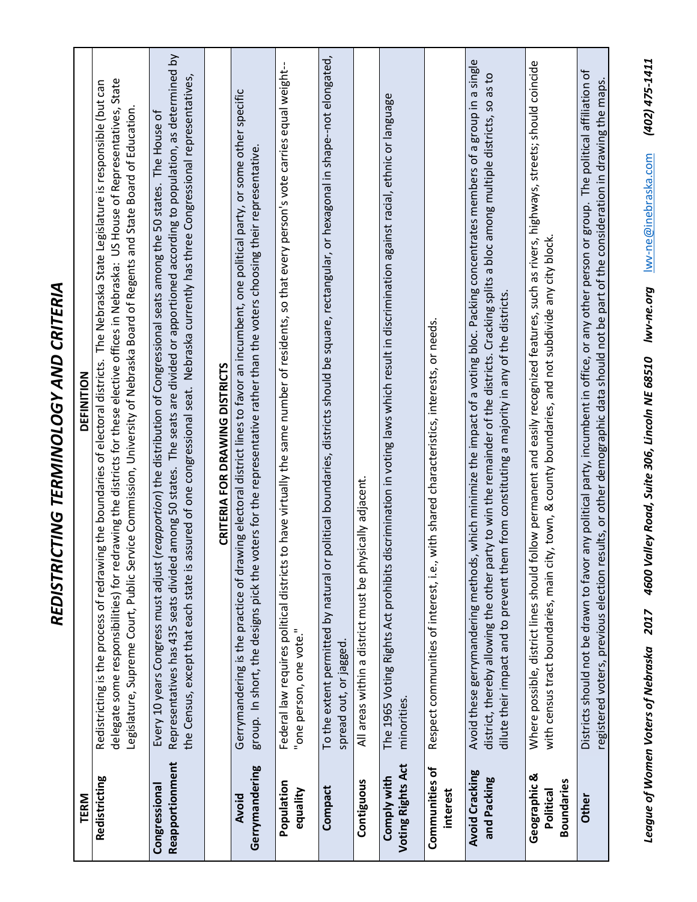# REDISTRICTING TERMINOLOGY AND CRITERIA

| TERM | DEFINITION |
|---|---|
| **Redistricting** | Redistricting is the process of redrawing the boundaries of electoral districts. The Nebraska State Legislature is responsible (but can delegate some responsibilities) for redrawing the districts for these elective offices in Nebraska: US House of Representatives, State Legislature, Supreme Court, Public Service Commission, University of Nebraska Board of Regents and State Board of Education. |
| **Congressional Reapportionment** | Every 10 years Congress must adjust (*reapportion*) the distribution of Congressional seats among the 50 states. The House of Representatives has 435 seats divided among 50 states. The seats are divided or apportioned according to population, as determined by the Census, except that each state is assured of one congressional seat. Nebraska currently has three Congressional representatives, |
| | **CRITERIA FOR DRAWING DISTRICTS** |
| **Avoid Gerrymandering** | Gerrymandering is the practice of drawing electoral district lines to favor an incumbent, one political party, or some other specific group. In short, the designs pick the voters for the representative rather than the voters choosing their representative. |
| **Population equality** | Federal law requires political districts to have virtually the same number of residents, so that every person's vote carries equal weight--"one person, one vote." |
| **Compact** | To the extent permitted by natural or political boundaries, districts should be square, rectangular, or hexagonal in shape--not elongated, spread out, or jagged. |
| **Contiguous** | All areas within a district must be physically adjacent. |
| **Comply with Voting Rights Act** | The 1965 Voting Rights Act prohibits discrimination in voting laws which result in discrimination against racial, ethnic or language minorities. |
| **Communities of interest** | Respect communities of interest, i.e., with shared characteristics, interests, or needs. |
| **Avoid Cracking and Packing** | Avoid these gerrymandering methods, which minimize the impact of a voting bloc. Packing concentrates members of a group in a single district, thereby allowing the other party to win the remainder of the districts. Cracking splits a bloc among multiple districts, so as to dilute their impact and to prevent them from constituting a majority in any of the districts. |
| **Geographic & Political Boundaries** | Where possible, district lines should follow permanent and easily recognized features, such as rivers, highways, streets; should coincide with census tract boundaries, main city, town, & county boundaries, and not subdivide any city block. |
| **Other** | Districts should not be drawn to favor any political party, incumbent in office, or any other person or group. The political affiliation of registered voters, previous election results, or other demographic data should not be part of the consideration in drawing the maps. |

***League of Women Voters of Nebraska 2017 4600 Valley Road, Suite 306, Lincoln NE 68510 lwv-ne.org*** lwv-ne@inebraska.com ***(402) 475-1411***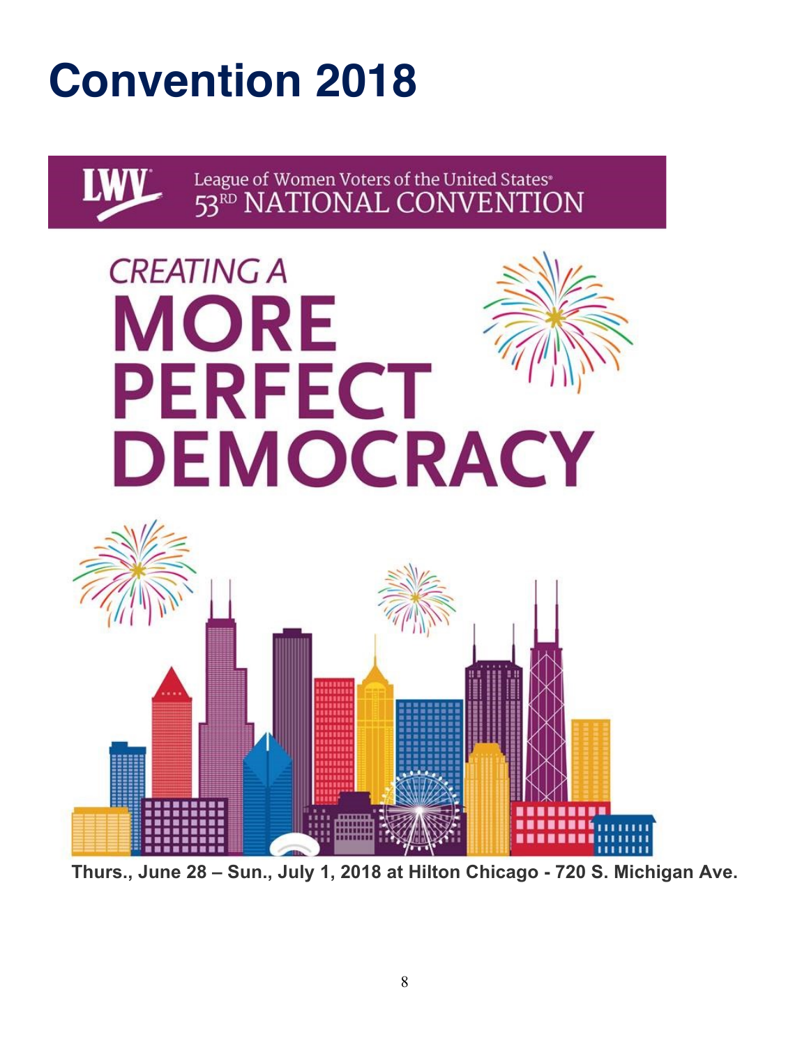# Convention 2018

League of Women Voters of the United States
53RD NATIONAL CONVENTION

CREATING A MORE PERFECT DEMOCRACY

**Thurs., June 28 – Sun., July 1, 2018 at Hilton Chicago - 720 S. Michigan Ave.**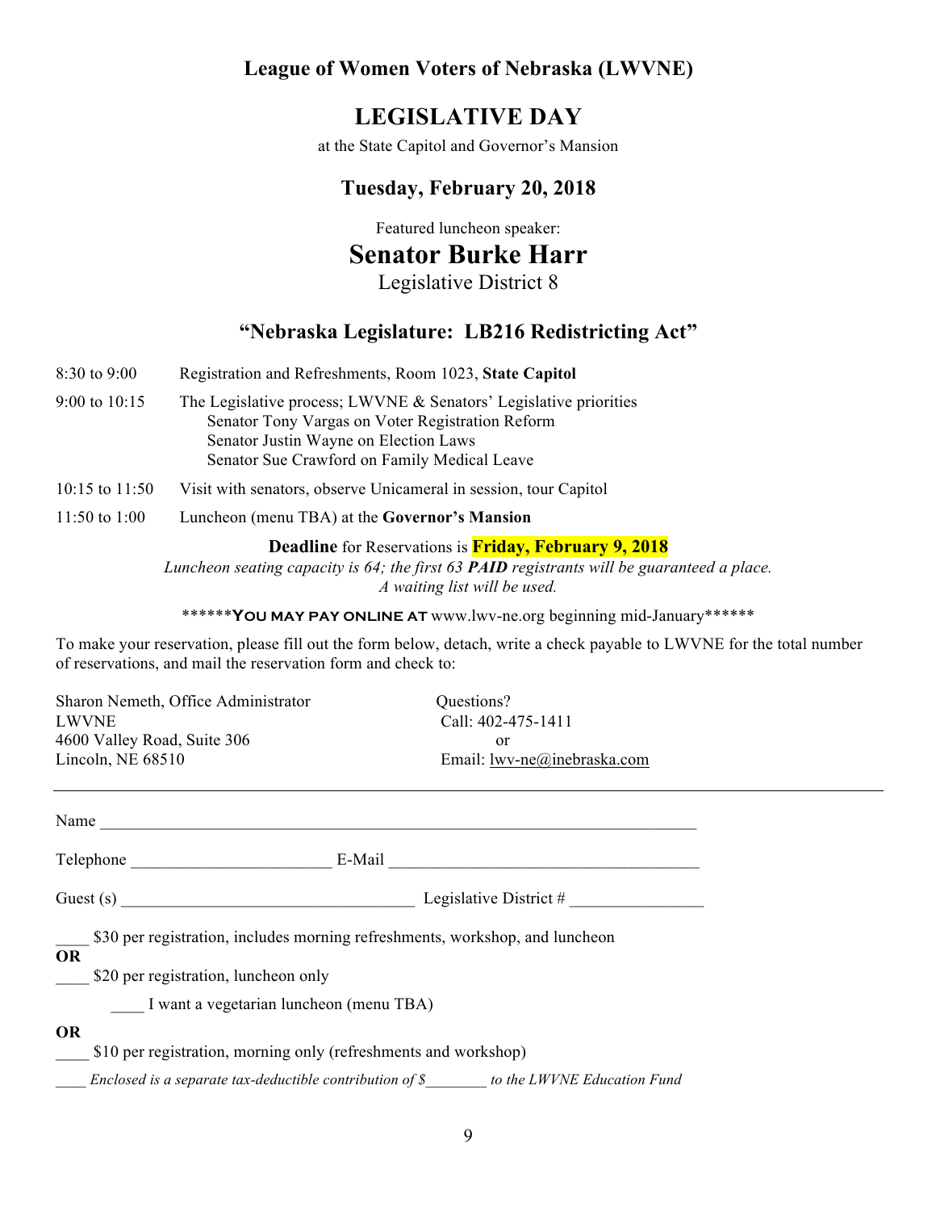## League of Women Voters of Nebraska (LWVNE)

# LEGISLATIVE DAY

at the State Capitol and Governor's Mansion

## Tuesday, February 20, 2018

Featured luncheon speaker:

# Senator Burke Harr

Legislative District 8

## "Nebraska Legislature: LB216 Redistricting Act"

| | |
|---|---|
| 8:30 to 9:00 | Registration and Refreshments, Room 1023, **State Capitol** |
| 9:00 to 10:15 | The Legislative process; LWVNE & Senators' Legislative priorities<br>Senator Tony Vargas on Voter Registration Reform<br>Senator Justin Wayne on Election Laws<br>Senator Sue Crawford on Family Medical Leave |
| 10:15 to 11:50 | Visit with senators, observe Unicameral in session, tour Capitol |
| 11:50 to 1:00 | Luncheon (menu TBA) at the **Governor's Mansion** |

**Deadline** for Reservations is **Friday, February 9, 2018**

*Luncheon seating capacity is 64; the first 63* ***PAID*** *registrants will be guaranteed a place.*
*A waiting list will be used.*

******YOU MAY PAY ONLINE AT www.lwv-ne.org beginning mid-January******

To make your reservation, please fill out the form below, detach, write a check payable to LWVNE for the total number of reservations, and mail the reservation form and check to:

Sharon Nemeth, Office Administrator
LWVNE
4600 Valley Road, Suite 306
Lincoln, NE 68510

Questions?
Call: 402-475-1411
or
Email: lwv-ne@inebraska.com

---

Name ________________________________________________________________________

Telephone ________________________ E-Mail ______________________________________

Guest (s) __________________________________ Legislative District # _______________

____ $30 per registration, includes morning refreshments, workshop, and luncheon

**OR**

____ $20 per registration, luncheon only

____ I want a vegetarian luncheon (menu TBA)

**OR**

____ $10 per registration, morning only (refreshments and workshop)

____ *Enclosed is a separate tax-deductible contribution of $________ to the LWVNE Education Fund*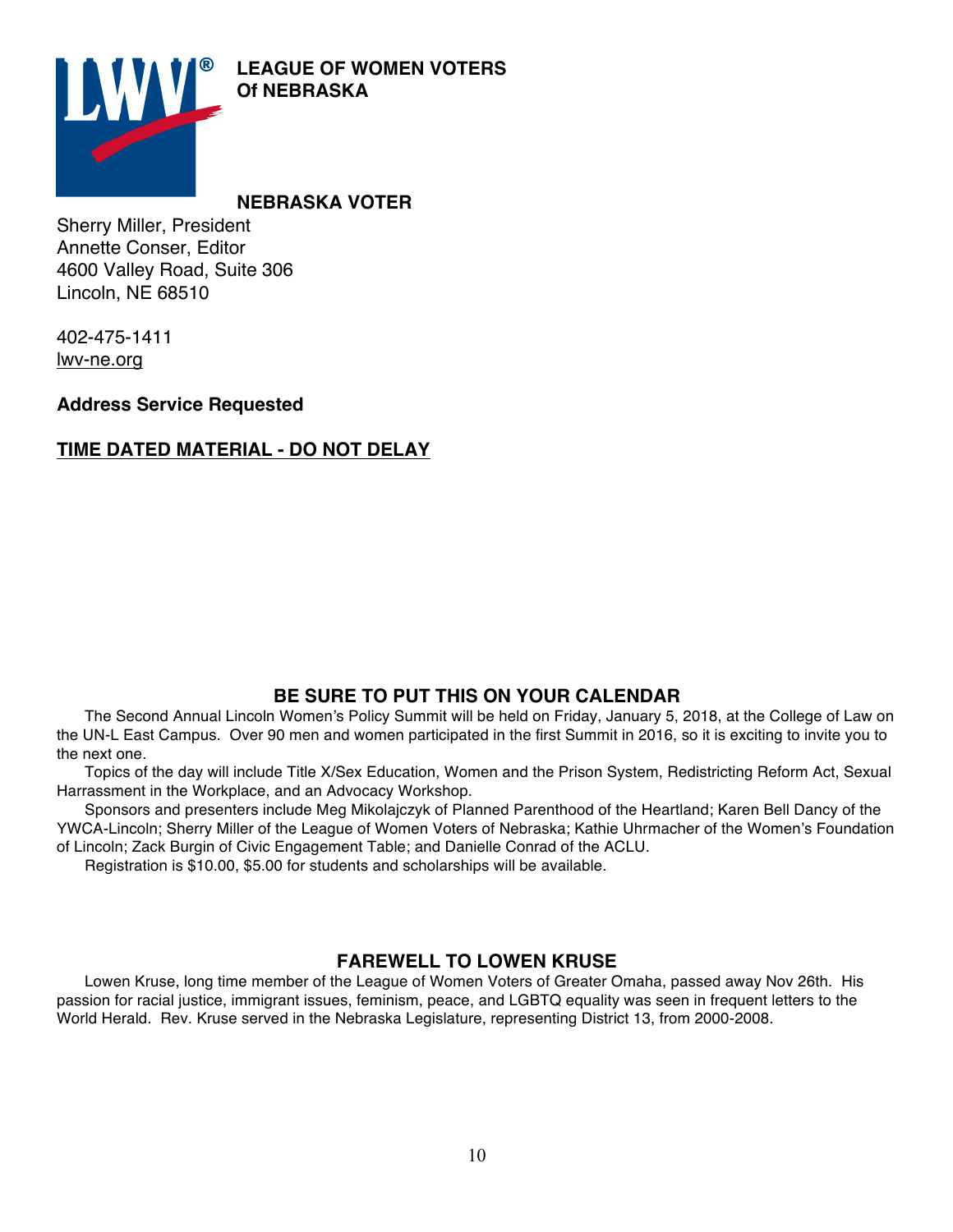**LEAGUE OF WOMEN VOTERS**
**Of NEBRASKA**

**NEBRASKA VOTER**

Sherry Miller, President
Annette Conser, Editor
4600 Valley Road, Suite 306
Lincoln, NE 68510

402-475-1411
lwv-ne.org

**Address Service Requested**

**TIME DATED MATERIAL - DO NOT DELAY**

## BE SURE TO PUT THIS ON YOUR CALENDAR

The Second Annual Lincoln Women's Policy Summit will be held on Friday, January 5, 2018, at the College of Law on the UN-L East Campus. Over 90 men and women participated in the first Summit in 2016, so it is exciting to invite you to the next one.

Topics of the day will include Title X/Sex Education, Women and the Prison System, Redistricting Reform Act, Sexual Harrassment in the Workplace, and an Advocacy Workshop.

Sponsors and presenters include Meg Mikolajczyk of Planned Parenthood of the Heartland; Karen Bell Dancy of the YWCA-Lincoln; Sherry Miller of the League of Women Voters of Nebraska; Kathie Uhrmacher of the Women's Foundation of Lincoln; Zack Burgin of Civic Engagement Table; and Danielle Conrad of the ACLU.

Registration is $10.00, $5.00 for students and scholarships will be available.

## FAREWELL TO LOWEN KRUSE

Lowen Kruse, long time member of the League of Women Voters of Greater Omaha, passed away Nov 26th. His passion for racial justice, immigrant issues, feminism, peace, and LGBTQ equality was seen in frequent letters to the World Herald. Rev. Kruse served in the Nebraska Legislature, representing District 13, from 2000-2008.